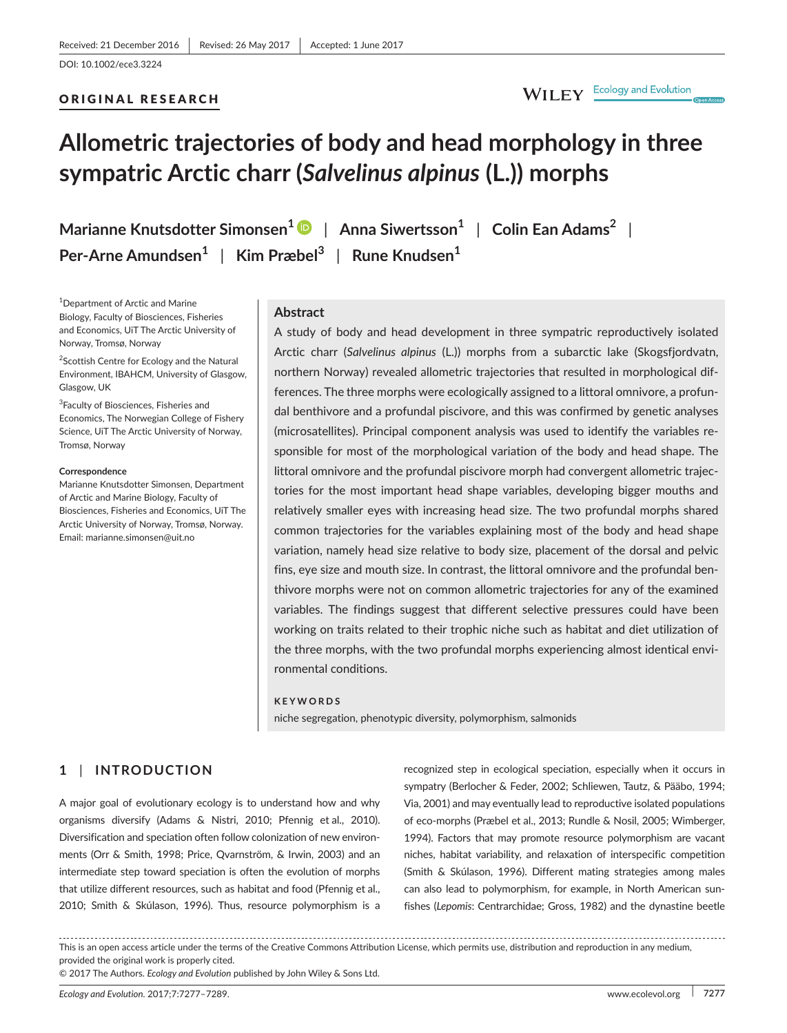Received: 21 December 2016 | Revised: 26 May 2017 | Accepted: 1 June 2017

DOI: 10.1002/ece3.3224

ORIGINAL RESEARCH

# Allometric trajectories of body and head morphology in three sympatric Arctic charr (*Salvelinus alpinus* (L.)) morphs

**Marianne Knutsdotter Simonsen**[1] | **Anna Siwertsson**[1] | **Colin Ean Adams**[2] | **Per-Arne Amundsen**[1] | **Kim Præbel**[3] | **Rune Knudsen**[1]

[1]Department of Arctic and Marine Biology, Faculty of Biosciences, Fisheries and Economics, UiT The Arctic University of Norway, Tromsø, Norway

[2]Scottish Centre for Ecology and the Natural Environment, IBAHCM, University of Glasgow, Glasgow, UK

[3]Faculty of Biosciences, Fisheries and Economics, The Norwegian College of Fishery Science, UiT The Arctic University of Norway, Tromsø, Norway

**Correspondence**
Marianne Knutsdotter Simonsen, Department of Arctic and Marine Biology, Faculty of Biosciences, Fisheries and Economics, UiT The Arctic University of Norway, Tromsø, Norway.
Email: marianne.simonsen@uit.no

## Abstract

A study of body and head development in three sympatric reproductively isolated Arctic charr (*Salvelinus alpinus* (L.)) morphs from a subarctic lake (Skogsfjordvatn, northern Norway) revealed allometric trajectories that resulted in morphological differences. The three morphs were ecologically assigned to a littoral omnivore, a profundal benthivore and a profundal piscivore, and this was confirmed by genetic analyses (microsatellites). Principal component analysis was used to identify the variables responsible for most of the morphological variation of the body and head shape. The littoral omnivore and the profundal piscivore morph had convergent allometric trajectories for the most important head shape variables, developing bigger mouths and relatively smaller eyes with increasing head size. The two profundal morphs shared common trajectories for the variables explaining most of the body and head shape variation, namely head size relative to body size, placement of the dorsal and pelvic fins, eye size and mouth size. In contrast, the littoral omnivore and the profundal benthivore morphs were not on common allometric trajectories for any of the examined variables. The findings suggest that different selective pressures could have been working on traits related to their trophic niche such as habitat and diet utilization of the three morphs, with the two profundal morphs experiencing almost identical environmental conditions.

**KEYWORDS**

niche segregation, phenotypic diversity, polymorphism, salmonids

## 1 | INTRODUCTION

A major goal of evolutionary ecology is to understand how and why organisms diversify (Adams & Nistri, 2010; Pfennig et al., 2010). Diversification and speciation often follow colonization of new environments (Orr & Smith, 1998; Price, Qvarnström, & Irwin, 2003) and an intermediate step toward speciation is often the evolution of morphs that utilize different resources, such as habitat and food (Pfennig et al., 2010; Smith & Skúlason, 1996). Thus, resource polymorphism is a recognized step in ecological speciation, especially when it occurs in sympatry (Berlocher & Feder, 2002; Schliewen, Tautz, & Pääbo, 1994; Via, 2001) and may eventually lead to reproductive isolated populations of eco-morphs (Præbel et al., 2013; Rundle & Nosil, 2005; Wimberger, 1994). Factors that may promote resource polymorphism are vacant niches, habitat variability, and relaxation of interspecific competition (Smith & Skúlason, 1996). Different mating strategies among males can also lead to polymorphism, for example, in North American sunfishes (*Lepomis*: Centrarchidae; Gross, 1982) and the dynastine beetle

This is an open access article under the terms of the Creative Commons Attribution License, which permits use, distribution and reproduction in any medium, provided the original work is properly cited.
© 2017 The Authors. *Ecology and Evolution* published by John Wiley & Sons Ltd.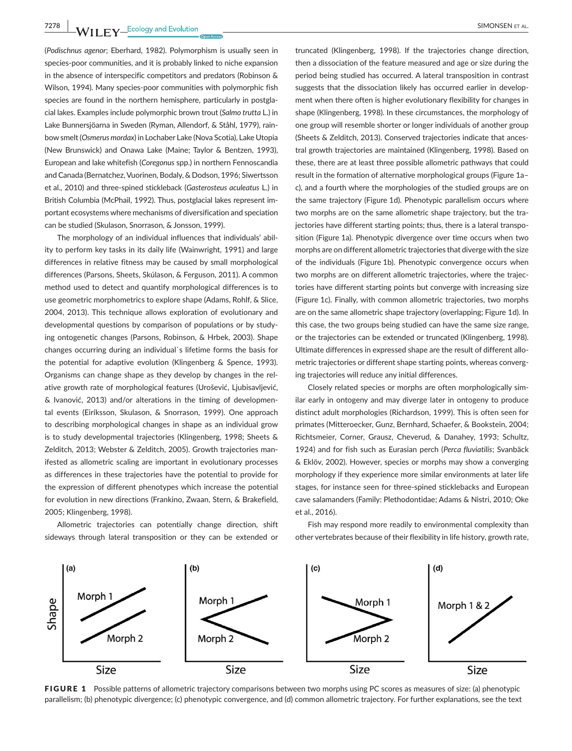(*Podischnus agenor*; Eberhard, 1982). Polymorphism is usually seen in species-poor communities, and it is probably linked to niche expansion in the absence of interspecific competitors and predators (Robinson & Wilson, 1994). Many species-poor communities with polymorphic fish species are found in the northern hemisphere, particularly in postglacial lakes. Examples include polymorphic brown trout (*Salmo trutta* L.) in Lake Bunnersjöarna in Sweden (Ryman, Allendorf, & Ståhl, 1979), rainbow smelt (*Osmerus mordax*) in Lochaber Lake (Nova Scotia), Lake Utopia (New Brunswick) and Onawa Lake (Maine; Taylor & Bentzen, 1993), European and lake whitefish (*Coregonus* spp.) in northern Fennoscandia and Canada (Bernatchez, Vuorinen, Bodaly, & Dodson, 1996; Siwertsson et al., 2010) and three-spined stickleback (*Gasterosteus aculeatus* L.) in British Columbia (McPhail, 1992). Thus, postglacial lakes represent important ecosystems where mechanisms of diversification and speciation can be studied (Skulason, Snorrason, & Jonsson, 1999).

The morphology of an individual influences that individuals' ability to perform key tasks in its daily life (Wainwright, 1991) and large differences in relative fitness may be caused by small morphological differences (Parsons, Sheets, Skúlason, & Ferguson, 2011). A common method used to detect and quantify morphological differences is to use geometric morphometrics to explore shape (Adams, Rohlf, & Slice, 2004, 2013). This technique allows exploration of evolutionary and developmental questions by comparison of populations or by studying ontogenetic changes (Parsons, Robinson, & Hrbek, 2003). Shape changes occurring during an individual`s lifetime forms the basis for the potential for adaptive evolution (Klingenberg & Spence, 1993). Organisms can change shape as they develop by changes in the relative growth rate of morphological features (Urošević, Ljubisavljević, & Ivanović, 2013) and/or alterations in the timing of developmental events (Eiríksson, Skulason, & Snorrason, 1999). One approach to describing morphological changes in shape as an individual grow is to study developmental trajectories (Klingenberg, 1998; Sheets & Zelditch, 2013; Webster & Zelditch, 2005). Growth trajectories manifested as allometric scaling are important in evolutionary processes as differences in these trajectories have the potential to provide for the expression of different phenotypes which increase the potential for evolution in new directions (Frankino, Zwaan, Stern, & Brakefield, 2005; Klingenberg, 1998).

Allometric trajectories can potentially change direction, shift sideways through lateral transposition or they can be extended or truncated (Klingenberg, 1998). If the trajectories change direction, then a dissociation of the feature measured and age or size during the period being studied has occurred. A lateral transposition in contrast suggests that the dissociation likely has occurred earlier in development when there often is higher evolutionary flexibility for changes in shape (Klingenberg, 1998). In these circumstances, the morphology of one group will resemble shorter or longer individuals of another group (Sheets & Zelditch, 2013). Conserved trajectories indicate that ancestral growth trajectories are maintained (Klingenberg, 1998). Based on these, there are at least three possible allometric pathways that could result in the formation of alternative morphological groups (Figure 1a–c), and a fourth where the morphologies of the studied groups are on the same trajectory (Figure 1d). Phenotypic parallelism occurs where two morphs are on the same allometric shape trajectory, but the trajectories have different starting points; thus, there is a lateral transposition (Figure 1a). Phenotypic divergence over time occurs when two morphs are on different allometric trajectories that diverge with the size of the individuals (Figure 1b). Phenotypic convergence occurs when two morphs are on different allometric trajectories, where the trajectories have different starting points but converge with increasing size (Figure 1c). Finally, with common allometric trajectories, two morphs are on the same allometric shape trajectory (overlapping; Figure 1d). In this case, the two groups being studied can have the same size range, or the trajectories can be extended or truncated (Klingenberg, 1998). Ultimate differences in expressed shape are the result of different allometric trajectories or different shape starting points, whereas converging trajectories will reduce any initial differences.

Closely related species or morphs are often morphologically similar early in ontogeny and may diverge later in ontogeny to produce distinct adult morphologies (Richardson, 1999). This is often seen for primates (Mitteroecker, Gunz, Bernhard, Schaefer, & Bookstein, 2004; Richtsmeier, Corner, Grausz, Cheverud, & Danahey, 1993; Schultz, 1924) and for fish such as Eurasian perch (*Perca fluviatilis*; Svanbäck & Eklöv, 2002). However, species or morphs may show a converging morphology if they experience more similar environments at later life stages, for instance seen for three-spined sticklebacks and European cave salamanders (Family: Plethodontidae; Adams & Nistri, 2010; Oke et al., 2016).

Fish may respond more readily to environmental complexity than other vertebrates because of their flexibility in life history, growth rate,

**FIGURE 1** Possible patterns of allometric trajectory comparisons between two morphs using PC scores as measures of size: (a) phenotypic parallelism; (b) phenotypic divergence; (c) phenotypic convergence, and (d) common allometric trajectory. For further explanations, see the text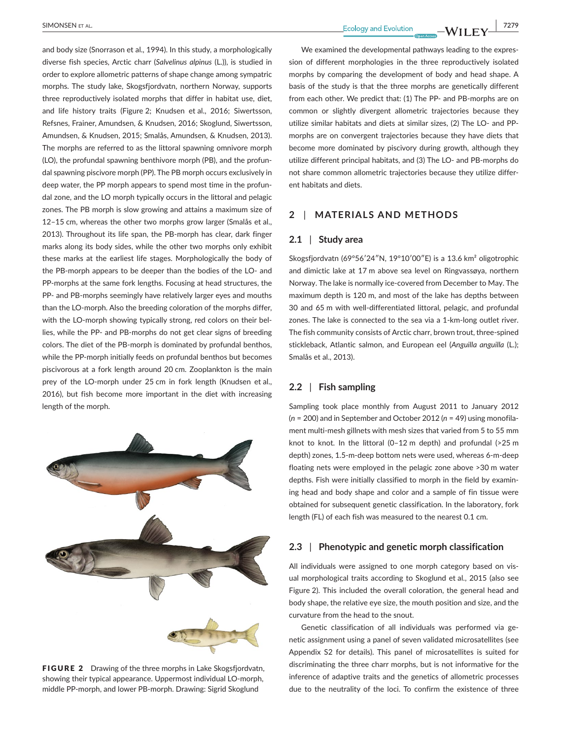and body size (Snorrason et al., 1994). In this study, a morphologically diverse fish species, Arctic charr (*Salvelinus alpinus* (L.)), is studied in order to explore allometric patterns of shape change among sympatric morphs. The study lake, Skogsfjordvatn, northern Norway, supports three reproductively isolated morphs that differ in habitat use, diet, and life history traits (Figure 2; Knudsen et al., 2016; Siwertsson, Refsnes, Frainer, Amundsen, & Knudsen, 2016; Skoglund, Siwertsson, Amundsen, & Knudsen, 2015; Smalås, Amundsen, & Knudsen, 2013). The morphs are referred to as the littoral spawning omnivore morph (LO), the profundal spawning benthivore morph (PB), and the profundal spawning piscivore morph (PP). The PB morph occurs exclusively in deep water, the PP morph appears to spend most time in the profundal zone, and the LO morph typically occurs in the littoral and pelagic zones. The PB morph is slow growing and attains a maximum size of 12–15 cm, whereas the other two morphs grow larger (Smalås et al., 2013). Throughout its life span, the PB-morph has clear, dark finger marks along its body sides, while the other two morphs only exhibit these marks at the earliest life stages. Morphologically the body of the PB-morph appears to be deeper than the bodies of the LO- and PP-morphs at the same fork lengths. Focusing at head structures, the PP- and PB-morphs seemingly have relatively larger eyes and mouths than the LO-morph. Also the breeding coloration of the morphs differ, with the LO-morph showing typically strong, red colors on their bellies, while the PP- and PB-morphs do not get clear signs of breeding colors. The diet of the PB-morph is dominated by profundal benthos, while the PP-morph initially feeds on profundal benthos but becomes piscivorous at a fork length around 20 cm. Zooplankton is the main prey of the LO-morph under 25 cm in fork length (Knudsen et al., 2016), but fish become more important in the diet with increasing length of the morph.

**FIGURE 2** Drawing of the three morphs in Lake Skogsfjordvatn, showing their typical appearance. Uppermost individual LO-morph, middle PP-morph, and lower PB-morph. Drawing: Sigrid Skoglund

We examined the developmental pathways leading to the expression of different morphologies in the three reproductively isolated morphs by comparing the development of body and head shape. A basis of the study is that the three morphs are genetically different from each other. We predict that: (1) The PP- and PB-morphs are on common or slightly divergent allometric trajectories because they utilize similar habitats and diets at similar sizes, (2) The LO- and PP-morphs are on convergent trajectories because they have diets that become more dominated by piscivory during growth, although they utilize different principal habitats, and (3) The LO- and PB-morphs do not share common allometric trajectories because they utilize different habitats and diets.

## 2 | MATERIALS AND METHODS

### 2.1 | Study area

Skogsfjordvatn (69°56′24″N, 19°10′00″E) is a 13.6 km² oligotrophic and dimictic lake at 17 m above sea level on Ringvassøya, northern Norway. The lake is normally ice-covered from December to May. The maximum depth is 120 m, and most of the lake has depths between 30 and 65 m with well-differentiated littoral, pelagic, and profundal zones. The lake is connected to the sea via a 1-km-long outlet river. The fish community consists of Arctic charr, brown trout, three-spined stickleback, Atlantic salmon, and European eel (*Anguilla anguilla* (L.); Smalås et al., 2013).

### 2.2 | Fish sampling

Sampling took place monthly from August 2011 to January 2012 ($n$ = 200) and in September and October 2012 ($n$ = 49) using monofilament multi-mesh gillnets with mesh sizes that varied from 5 to 55 mm knot to knot. In the littoral (0–12 m depth) and profundal (>25 m depth) zones, 1.5-m-deep bottom nets were used, whereas 6-m-deep floating nets were employed in the pelagic zone above >30 m water depths. Fish were initially classified to morph in the field by examining head and body shape and color and a sample of fin tissue were obtained for subsequent genetic classification. In the laboratory, fork length (FL) of each fish was measured to the nearest 0.1 cm.

### 2.3 | Phenotypic and genetic morph classification

All individuals were assigned to one morph category based on visual morphological traits according to Skoglund et al., 2015 (also see Figure 2). This included the overall coloration, the general head and body shape, the relative eye size, the mouth position and size, and the curvature from the head to the snout.

Genetic classification of all individuals was performed via genetic assignment using a panel of seven validated microsatellites (see Appendix S2 for details). This panel of microsatellites is suited for discriminating the three charr morphs, but is not informative for the inference of adaptive traits and the genetics of allometric processes due to the neutrality of the loci. To confirm the existence of three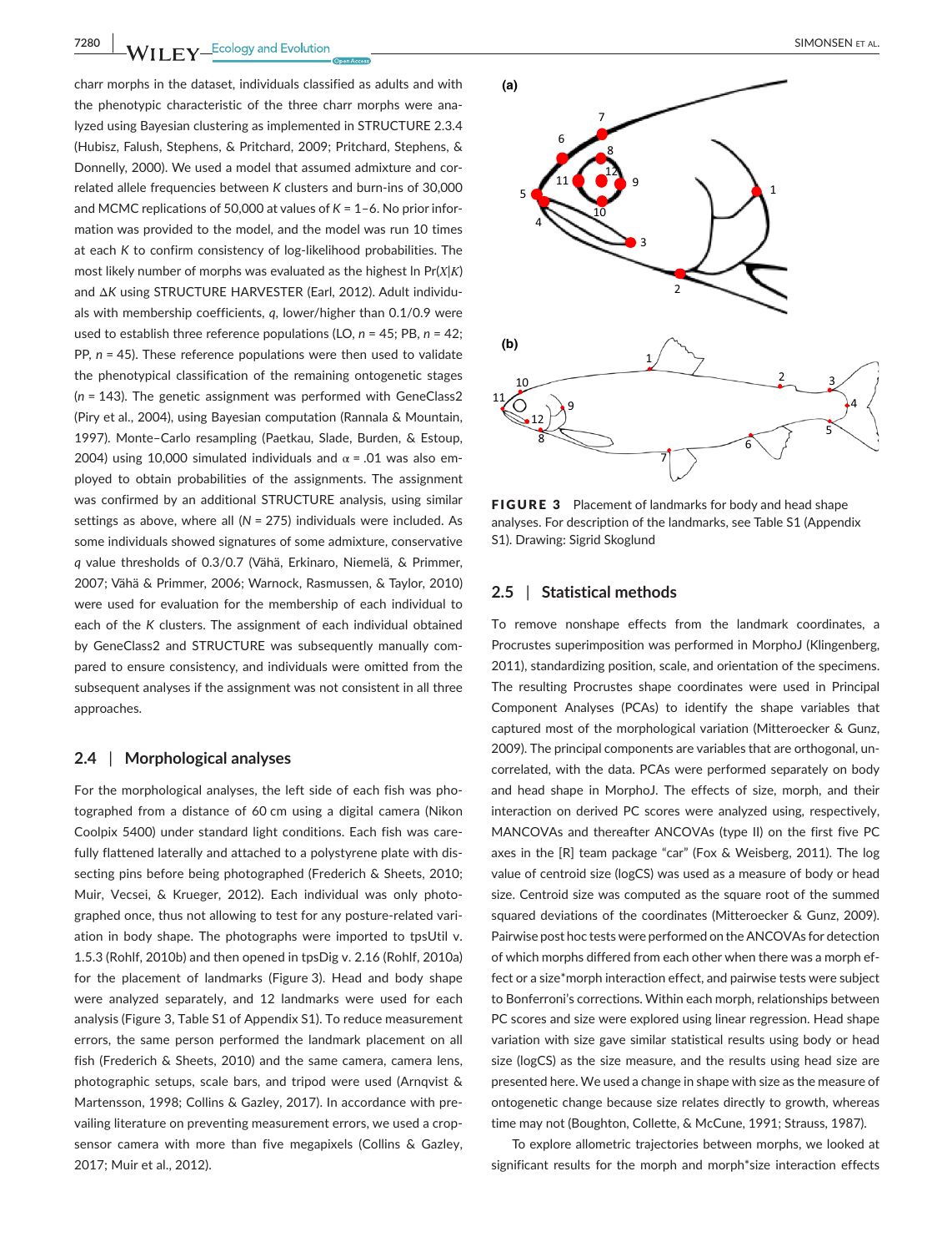charr morphs in the dataset, individuals classified as adults and with the phenotypic characteristic of the three charr morphs were analyzed using Bayesian clustering as implemented in STRUCTURE 2.3.4 (Hubisz, Falush, Stephens, & Pritchard, 2009; Pritchard, Stephens, & Donnelly, 2000). We used a model that assumed admixture and correlated allele frequencies between $K$ clusters and burn-ins of 30,000 and MCMC replications of 50,000 at values of $K$ = 1–6. No prior information was provided to the model, and the model was run 10 times at each $K$ to confirm consistency of log-likelihood probabilities. The most likely number of morphs was evaluated as the highest ln $\Pr(X|K)$ and $\Delta K$ using STRUCTURE HARVESTER (Earl, 2012). Adult individuals with membership coefficients, $q$, lower/higher than 0.1/0.9 were used to establish three reference populations (LO, $n$ = 45; PB, $n$ = 42; PP, $n$ = 45). These reference populations were then used to validate the phenotypical classification of the remaining ontogenetic stages ($n$ = 143). The genetic assignment was performed with GeneClass2 (Piry et al., 2004), using Bayesian computation (Rannala & Mountain, 1997). Monte–Carlo resampling (Paetkau, Slade, Burden, & Estoup, 2004) using 10,000 simulated individuals and $\alpha$ = .01 was also employed to obtain probabilities of the assignments. The assignment was confirmed by an additional STRUCTURE analysis, using similar settings as above, where all ($N$ = 275) individuals were included. As some individuals showed signatures of some admixture, conservative $q$ value thresholds of 0.3/0.7 (Vähä, Erkinaro, Niemelä, & Primmer, 2007; Vähä & Primmer, 2006; Warnock, Rasmussen, & Taylor, 2010) were used for evaluation for the membership of each individual to each of the $K$ clusters. The assignment of each individual obtained by GeneClass2 and STRUCTURE was subsequently manually compared to ensure consistency, and individuals were omitted from the subsequent analyses if the assignment was not consistent in all three approaches.

## 2.4 | Morphological analyses

For the morphological analyses, the left side of each fish was photographed from a distance of 60 cm using a digital camera (Nikon Coolpix 5400) under standard light conditions. Each fish was carefully flattened laterally and attached to a polystyrene plate with dissecting pins before being photographed (Frederich & Sheets, 2010; Muir, Vecsei, & Krueger, 2012). Each individual was only photographed once, thus not allowing to test for any posture-related variation in body shape. The photographs were imported to tpsUtil v. 1.5.3 (Rohlf, 2010b) and then opened in tpsDig v. 2.16 (Rohlf, 2010a) for the placement of landmarks (Figure 3). Head and body shape were analyzed separately, and 12 landmarks were used for each analysis (Figure 3, Table S1 of Appendix S1). To reduce measurement errors, the same person performed the landmark placement on all fish (Frederich & Sheets, 2010) and the same camera, camera lens, photographic setups, scale bars, and tripod were used (Arnqvist & Martensson, 1998; Collins & Gazley, 2017). In accordance with prevailing literature on preventing measurement errors, we used a crop-sensor camera with more than five megapixels (Collins & Gazley, 2017; Muir et al., 2012).

**FIGURE 3** Placement of landmarks for body and head shape analyses. For description of the landmarks, see Table S1 (Appendix S1). Drawing: Sigrid Skoglund

## 2.5 | Statistical methods

To remove nonshape effects from the landmark coordinates, a Procrustes superimposition was performed in MorphoJ (Klingenberg, 2011), standardizing position, scale, and orientation of the specimens. The resulting Procrustes shape coordinates were used in Principal Component Analyses (PCAs) to identify the shape variables that captured most of the morphological variation (Mitteroecker & Gunz, 2009). The principal components are variables that are orthogonal, uncorrelated, with the data. PCAs were performed separately on body and head shape in MorphoJ. The effects of size, morph, and their interaction on derived PC scores were analyzed using, respectively, MANCOVAs and thereafter ANCOVAs (type II) on the first five PC axes in the [R] team package "car" (Fox & Weisberg, 2011). The log value of centroid size (logCS) was used as a measure of body or head size. Centroid size was computed as the square root of the summed squared deviations of the coordinates (Mitteroecker & Gunz, 2009). Pairwise post hoc tests were performed on the ANCOVAs for detection of which morphs differed from each other when there was a morph effect or a size*morph interaction effect, and pairwise tests were subject to Bonferroni's corrections. Within each morph, relationships between PC scores and size were explored using linear regression. Head shape variation with size gave similar statistical results using body or head size (logCS) as the size measure, and the results using head size are presented here. We used a change in shape with size as the measure of ontogenetic change because size relates directly to growth, whereas time may not (Boughton, Collette, & McCune, 1991; Strauss, 1987).

To explore allometric trajectories between morphs, we looked at significant results for the morph and morph*size interaction effects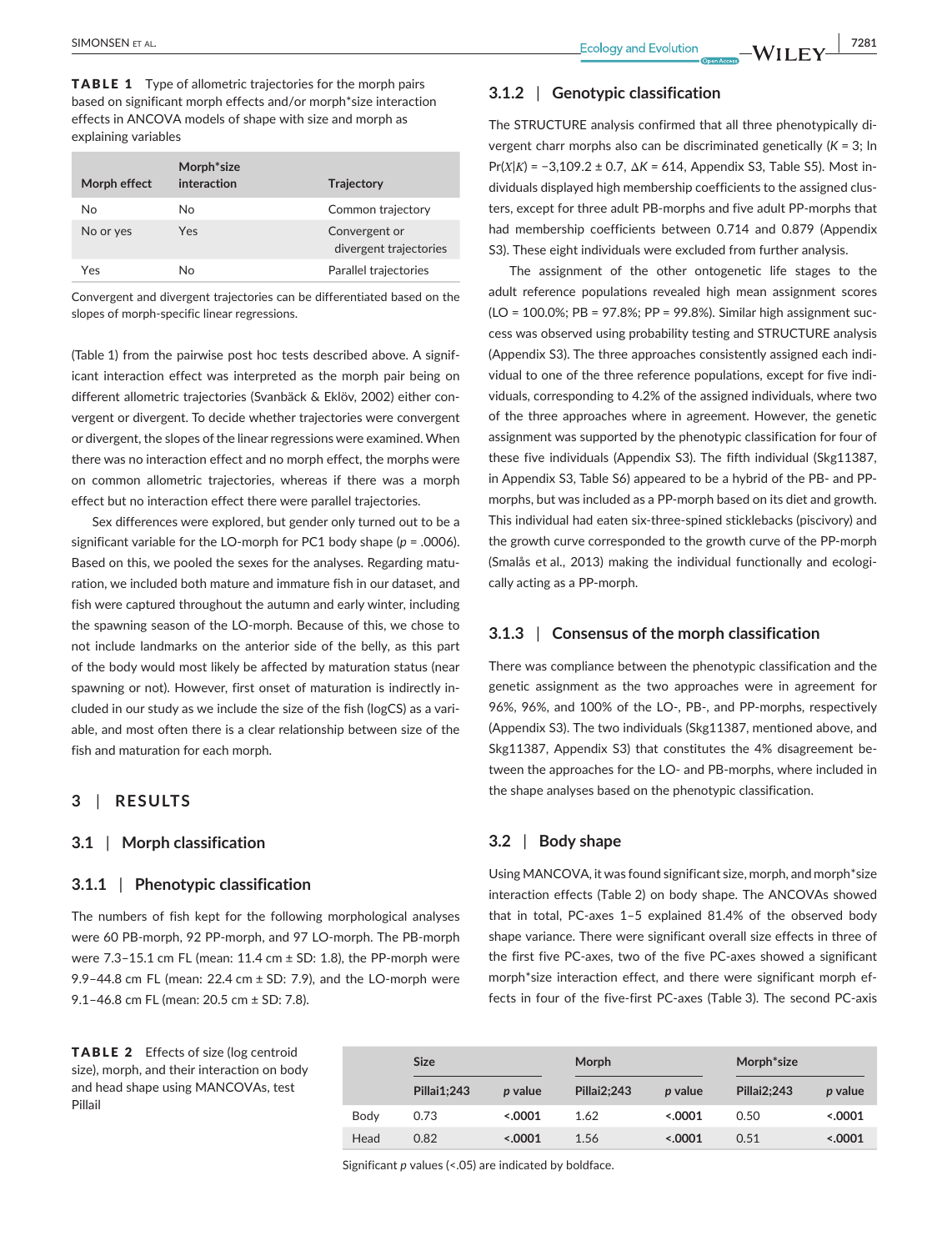**TABLE 1** Type of allometric trajectories for the morph pairs based on significant morph effects and/or morph*size interaction effects in ANCOVA models of shape with size and morph as explaining variables

| Morph effect | Morph*size interaction | Trajectory |
|---|---|---|
| No | No | Common trajectory |
| No or yes | Yes | Convergent or divergent trajectories |
| Yes | No | Parallel trajectories |

Convergent and divergent trajectories can be differentiated based on the slopes of morph-specific linear regressions.

(Table 1) from the pairwise post hoc tests described above. A significant interaction effect was interpreted as the morph pair being on different allometric trajectories (Svanbäck & Eklöv, 2002) either convergent or divergent. To decide whether trajectories were convergent or divergent, the slopes of the linear regressions were examined. When there was no interaction effect and no morph effect, the morphs were on common allometric trajectories, whereas if there was a morph effect but no interaction effect there were parallel trajectories.

Sex differences were explored, but gender only turned out to be a significant variable for the LO-morph for PC1 body shape ($p = .0006$). Based on this, we pooled the sexes for the analyses. Regarding maturation, we included both mature and immature fish in our dataset, and fish were captured throughout the autumn and early winter, including the spawning season of the LO-morph. Because of this, we chose to not include landmarks on the anterior side of the belly, as this part of the body would most likely be affected by maturation status (near spawning or not). However, first onset of maturation is indirectly included in our study as we include the size of the fish (logCS) as a variable, and most often there is a clear relationship between size of the fish and maturation for each morph.

## 3 | RESULTS

### 3.1 | Morph classification

#### 3.1.1 | Phenotypic classification

The numbers of fish kept for the following morphological analyses were 60 PB-morph, 92 PP-morph, and 97 LO-morph. The PB-morph were 7.3–15.1 cm FL (mean: 11.4 cm ± SD: 1.8), the PP-morph were 9.9–44.8 cm FL (mean: 22.4 cm ± SD: 7.9), and the LO-morph were 9.1–46.8 cm FL (mean: 20.5 cm ± SD: 7.8).

#### 3.1.2 | Genotypic classification

The STRUCTURE analysis confirmed that all three phenotypically divergent charr morphs also can be discriminated genetically ($K = 3$; ln Pr($X|K$) = −3,109.2 ± 0.7, $\Delta K = 614$, Appendix S3, Table S5). Most individuals displayed high membership coefficients to the assigned clusters, except for three adult PB-morphs and five adult PP-morphs that had membership coefficients between 0.714 and 0.879 (Appendix S3). These eight individuals were excluded from further analysis.

The assignment of the other ontogenetic life stages to the adult reference populations revealed high mean assignment scores (LO = 100.0%; PB = 97.8%; PP = 99.8%). Similar high assignment success was observed using probability testing and STRUCTURE analysis (Appendix S3). The three approaches consistently assigned each individual to one of the three reference populations, except for five individuals, corresponding to 4.2% of the assigned individuals, where two of the three approaches where in agreement. However, the genetic assignment was supported by the phenotypic classification for four of these five individuals (Appendix S3). The fifth individual (Skg11387, in Appendix S3, Table S6) appeared to be a hybrid of the PB- and PP-morphs, but was included as a PP-morph based on its diet and growth. This individual had eaten six-three-spined sticklebacks (piscivory) and the growth curve corresponded to the growth curve of the PP-morph (Smalås et al., 2013) making the individual functionally and ecologically acting as a PP-morph.

#### 3.1.3 | Consensus of the morph classification

There was compliance between the phenotypic classification and the genetic assignment as the two approaches were in agreement for 96%, 96%, and 100% of the LO-, PB-, and PP-morphs, respectively (Appendix S3). The two individuals (Skg11387, mentioned above, and Skg11387, Appendix S3) that constitutes the 4% disagreement between the approaches for the LO- and PB-morphs, where included in the shape analyses based on the phenotypic classification.

### 3.2 | Body shape

Using MANCOVA, it was found significant size, morph, and morph*size interaction effects (Table 2) on body shape. The ANCOVAs showed that in total, PC-axes 1–5 explained 81.4% of the observed body shape variance. There were significant overall size effects in three of the first five PC-axes, two of the five PC-axes showed a significant morph*size interaction effect, and there were significant morph effects in four of the five-first PC-axes (Table 3). The second PC-axis

**TABLE 2** Effects of size (log centroid size), morph, and their interaction on body and head shape using MANCOVAs, test Pillail

| | Size | | Morph | | Morph*size | |
|---|---|---|---|---|---|---|
| | Pillai1;243 | *p* value | Pillai2;243 | *p* value | Pillai2;243 | *p* value |
| Body | 0.73 | **<.0001** | 1.62 | **<.0001** | 0.50 | **<.0001** |
| Head | 0.82 | **<.0001** | 1.56 | **<.0001** | 0.51 | **<.0001** |

Significant *p* values (<.05) are indicated by boldface.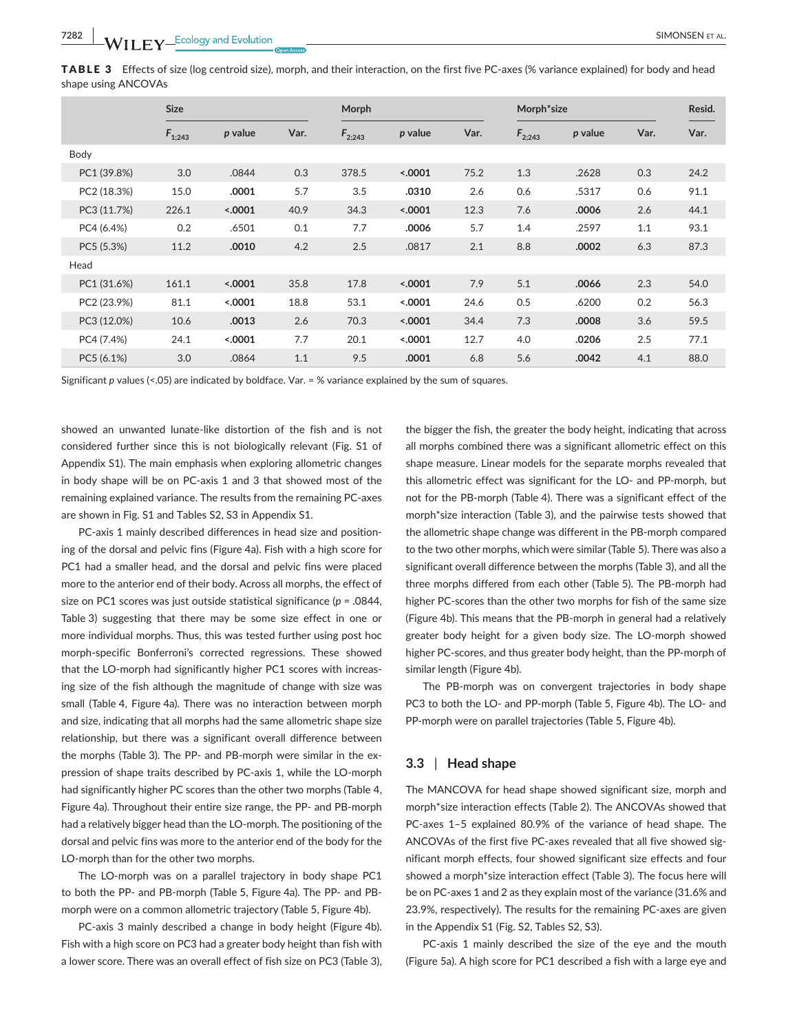**TABLE 3** Effects of size (log centroid size), morph, and their interaction, on the first five PC-axes (% variance explained) for body and head shape using ANCOVAs

| | Size | | | Morph | | | Morph*size | | | Resid. |
|---|---|---|---|---|---|---|---|---|---|---|
| | $F_{1;243}$ | *p* value | Var. | $F_{2;243}$ | *p* value | Var. | $F_{2;243}$ | *p* value | Var. | Var. |
| Body | | | | | | | | | | |
| PC1 (39.8%) | 3.0 | .0844 | 0.3 | 378.5 | **<.0001** | 75.2 | 1.3 | .2628 | 0.3 | 24.2 |
| PC2 (18.3%) | 15.0 | **.0001** | 5.7 | 3.5 | **.0310** | 2.6 | 0.6 | .5317 | 0.6 | 91.1 |
| PC3 (11.7%) | 226.1 | **<.0001** | 40.9 | 34.3 | **<.0001** | 12.3 | 7.6 | **.0006** | 2.6 | 44.1 |
| PC4 (6.4%) | 0.2 | .6501 | 0.1 | 7.7 | **.0006** | 5.7 | 1.4 | .2597 | 1.1 | 93.1 |
| PC5 (5.3%) | 11.2 | **.0010** | 4.2 | 2.5 | .0817 | 2.1 | 8.8 | **.0002** | 6.3 | 87.3 |
| Head | | | | | | | | | | |
| PC1 (31.6%) | 161.1 | **<.0001** | 35.8 | 17.8 | **<.0001** | 7.9 | 5.1 | **.0066** | 2.3 | 54.0 |
| PC2 (23.9%) | 81.1 | **<.0001** | 18.8 | 53.1 | **<.0001** | 24.6 | 0.5 | .6200 | 0.2 | 56.3 |
| PC3 (12.0%) | 10.6 | **.0013** | 2.6 | 70.3 | **<.0001** | 34.4 | 7.3 | **.0008** | 3.6 | 59.5 |
| PC4 (7.4%) | 24.1 | **<.0001** | 7.7 | 20.1 | **<.0001** | 12.7 | 4.0 | **.0206** | 2.5 | 77.1 |
| PC5 (6.1%) | 3.0 | .0864 | 1.1 | 9.5 | **.0001** | 6.8 | 5.6 | **.0042** | 4.1 | 88.0 |

Significant *p* values (<.05) are indicated by boldface. Var. = % variance explained by the sum of squares.

showed an unwanted lunate-like distortion of the fish and is not considered further since this is not biologically relevant (Fig. S1 of Appendix S1). The main emphasis when exploring allometric changes in body shape will be on PC-axis 1 and 3 that showed most of the remaining explained variance. The results from the remaining PC-axes are shown in Fig. S1 and Tables S2, S3 in Appendix S1.

PC-axis 1 mainly described differences in head size and positioning of the dorsal and pelvic fins (Figure 4a). Fish with a high score for PC1 had a smaller head, and the dorsal and pelvic fins were placed more to the anterior end of their body. Across all morphs, the effect of size on PC1 scores was just outside statistical significance ($p = .0844$, Table 3) suggesting that there may be some size effect in one or more individual morphs. Thus, this was tested further using post hoc morph-specific Bonferroni's corrected regressions. These showed that the LO-morph had significantly higher PC1 scores with increasing size of the fish although the magnitude of change with size was small (Table 4, Figure 4a). There was no interaction between morph and size, indicating that all morphs had the same allometric shape size relationship, but there was a significant overall difference between the morphs (Table 3). The PP- and PB-morph were similar in the expression of shape traits described by PC-axis 1, while the LO-morph had significantly higher PC scores than the other two morphs (Table 4, Figure 4a). Throughout their entire size range, the PP- and PB-morph had a relatively bigger head than the LO-morph. The positioning of the dorsal and pelvic fins was more to the anterior end of the body for the LO-morph than for the other two morphs.

The LO-morph was on a parallel trajectory in body shape PC1 to both the PP- and PB-morph (Table 5, Figure 4a). The PP- and PB-morph were on a common allometric trajectory (Table 5, Figure 4b).

PC-axis 3 mainly described a change in body height (Figure 4b). Fish with a high score on PC3 had a greater body height than fish with a lower score. There was an overall effect of fish size on PC3 (Table 3), the bigger the fish, the greater the body height, indicating that across all morphs combined there was a significant allometric effect on this shape measure. Linear models for the separate morphs revealed that this allometric effect was significant for the LO- and PP-morph, but not for the PB-morph (Table 4). There was a significant effect of the morph*size interaction (Table 3), and the pairwise tests showed that the allometric shape change was different in the PB-morph compared to the two other morphs, which were similar (Table 5). There was also a significant overall difference between the morphs (Table 3), and all the three morphs differed from each other (Table 5). The PB-morph had higher PC-scores than the other two morphs for fish of the same size (Figure 4b). This means that the PB-morph in general had a relatively greater body height for a given body size. The LO-morph showed higher PC-scores, and thus greater body height, than the PP-morph of similar length (Figure 4b).

The PB-morph was on convergent trajectories in body shape PC3 to both the LO- and PP-morph (Table 5, Figure 4b). The LO- and PP-morph were on parallel trajectories (Table 5, Figure 4b).

## 3.3 | Head shape

The MANCOVA for head shape showed significant size, morph and morph*size interaction effects (Table 2). The ANCOVAs showed that PC-axes 1–5 explained 80.9% of the variance of head shape. The ANCOVAs of the first five PC-axes revealed that all five showed significant morph effects, four showed significant size effects and four showed a morph*size interaction effect (Table 3). The focus here will be on PC-axes 1 and 2 as they explain most of the variance (31.6% and 23.9%, respectively). The results for the remaining PC-axes are given in the Appendix S1 (Fig. S2, Tables S2, S3).

PC-axis 1 mainly described the size of the eye and the mouth (Figure 5a). A high score for PC1 described a fish with a large eye and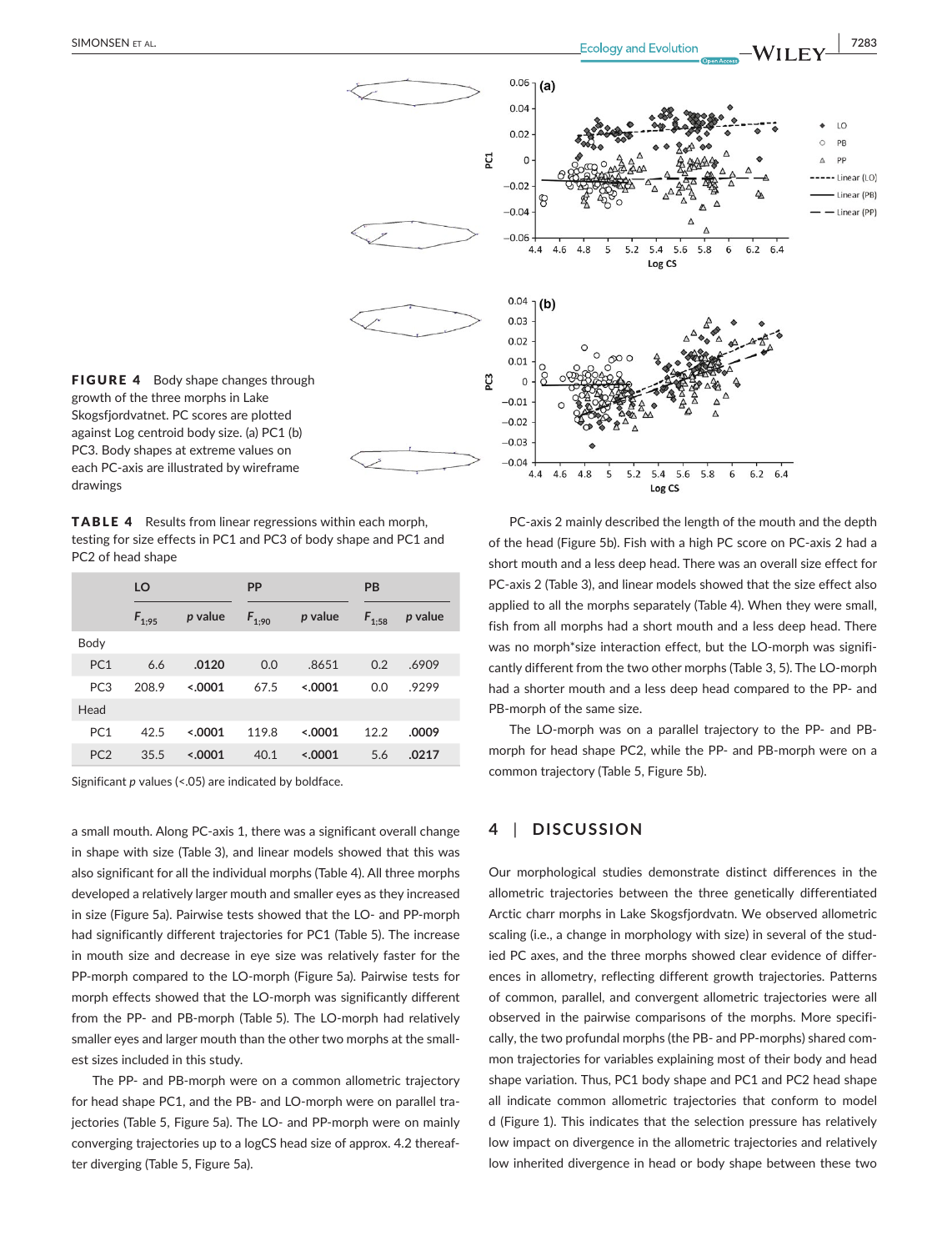**FIGURE 4** Body shape changes through growth of the three morphs in Lake Skogsfjordvatnet. PC scores are plotted against Log centroid body size. (a) PC1 (b) PC3. Body shapes at extreme values on each PC-axis are illustrated by wireframe drawings

**TABLE 4** Results from linear regressions within each morph, testing for size effects in PC1 and PC3 of body shape and PC1 and PC2 of head shape

| | LO | | PP | | PB | |
|---|---|---|---|---|---|---|
| | $F_{1;95}$ | *p* value | $F_{1;90}$ | *p* value | $F_{1;58}$ | *p* value |
| Body | | | | | | |
| PC1 | 6.6 | **.0120** | 0.0 | .8651 | 0.2 | .6909 |
| PC3 | 208.9 | **<.0001** | 67.5 | **<.0001** | 0.0 | .9299 |
| Head | | | | | | |
| PC1 | 42.5 | **<.0001** | 119.8 | **<.0001** | 12.2 | **.0009** |
| PC2 | 35.5 | **<.0001** | 40.1 | **<.0001** | 5.6 | **.0217** |

Significant *p* values (<.05) are indicated by boldface.

a small mouth. Along PC-axis 1, there was a significant overall change in shape with size (Table 3), and linear models showed that this was also significant for all the individual morphs (Table 4). All three morphs developed a relatively larger mouth and smaller eyes as they increased in size (Figure 5a). Pairwise tests showed that the LO- and PP-morph had significantly different trajectories for PC1 (Table 5). The increase in mouth size and decrease in eye size was relatively faster for the PP-morph compared to the LO-morph (Figure 5a). Pairwise tests for morph effects showed that the LO-morph was significantly different from the PP- and PB-morph (Table 5). The LO-morph had relatively smaller eyes and larger mouth than the other two morphs at the smallest sizes included in this study.

The PP- and PB-morph were on a common allometric trajectory for head shape PC1, and the PB- and LO-morph were on parallel trajectories (Table 5, Figure 5a). The LO- and PP-morph were on mainly converging trajectories up to a logCS head size of approx. 4.2 thereafter diverging (Table 5, Figure 5a).

PC-axis 2 mainly described the length of the mouth and the depth of the head (Figure 5b). Fish with a high PC score on PC-axis 2 had a short mouth and a less deep head. There was an overall size effect for PC-axis 2 (Table 3), and linear models showed that the size effect also applied to all the morphs separately (Table 4). When they were small, fish from all morphs had a short mouth and a less deep head. There was no morph*size interaction effect, but the LO-morph was significantly different from the two other morphs (Table 3, 5). The LO-morph had a shorter mouth and a less deep head compared to the PP- and PB-morph of the same size.

The LO-morph was on a parallel trajectory to the PP- and PB-morph for head shape PC2, while the PP- and PB-morph were on a common trajectory (Table 5, Figure 5b).

## 4 | DISCUSSION

Our morphological studies demonstrate distinct differences in the allometric trajectories between the three genetically differentiated Arctic charr morphs in Lake Skogsfjordvatn. We observed allometric scaling (i.e., a change in morphology with size) in several of the studied PC axes, and the three morphs showed clear evidence of differences in allometry, reflecting different growth trajectories. Patterns of common, parallel, and convergent allometric trajectories were all observed in the pairwise comparisons of the morphs. More specifically, the two profundal morphs (the PB- and PP-morphs) shared common trajectories for variables explaining most of their body and head shape variation. Thus, PC1 body shape and PC1 and PC2 head shape all indicate common allometric trajectories that conform to model d (Figure 1). This indicates that the selection pressure has relatively low impact on divergence in the allometric trajectories and relatively low inherited divergence in head or body shape between these two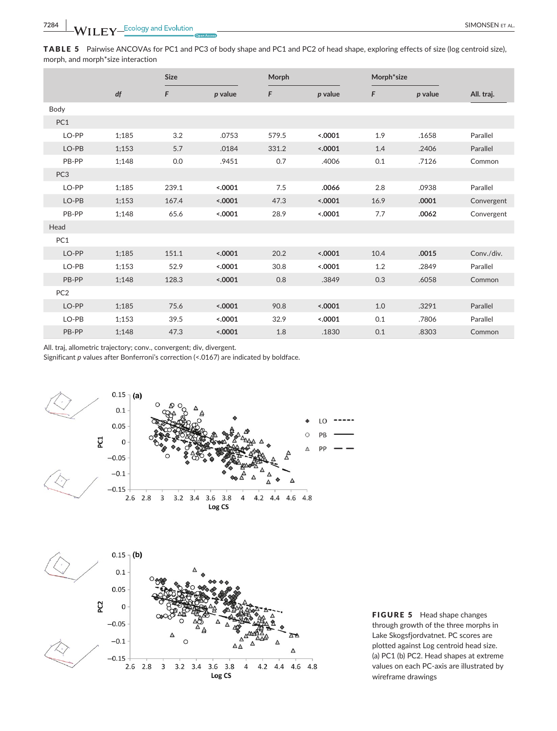**TABLE 5** Pairwise ANCOVAs for PC1 and PC3 of body shape and PC1 and PC2 of head shape, exploring effects of size (log centroid size), morph, and morph*size interaction

| | | Size | | Morph | | Morph*size | | |
|---|---|---|---|---|---|---|---|---|
| | df | F | p value | F | p value | F | p value | All. traj. |
| Body | | | | | | | | |
| PC1 | | | | | | | | |
| LO-PP | 1;185 | 3.2 | .0753 | 579.5 | **<.0001** | 1.9 | .1658 | Parallel |
| LO-PB | 1;153 | 5.7 | .0184 | 331.2 | **<.0001** | 1.4 | .2406 | Parallel |
| PB-PP | 1;148 | 0.0 | .9451 | 0.7 | .4006 | 0.1 | .7126 | Common |
| PC3 | | | | | | | | |
| LO-PP | 1;185 | 239.1 | **<.0001** | 7.5 | **.0066** | 2.8 | .0938 | Parallel |
| LO-PB | 1;153 | 167.4 | **<.0001** | 47.3 | **<.0001** | 16.9 | **.0001** | Convergent |
| PB-PP | 1;148 | 65.6 | **<.0001** | 28.9 | **<.0001** | 7.7 | **.0062** | Convergent |
| Head | | | | | | | | |
| PC1 | | | | | | | | |
| LO-PP | 1;185 | 151.1 | **<.0001** | 20.2 | **<.0001** | 10.4 | **.0015** | Conv./div. |
| LO-PB | 1;153 | 52.9 | **<.0001** | 30.8 | **<.0001** | 1.2 | .2849 | Parallel |
| PB-PP | 1;148 | 128.3 | **<.0001** | 0.8 | .3849 | 0.3 | .6058 | Common |
| PC2 | | | | | | | | |
| LO-PP | 1;185 | 75.6 | **<.0001** | 90.8 | **<.0001** | 1.0 | .3291 | Parallel |
| LO-PB | 1;153 | 39.5 | **<.0001** | 32.9 | **<.0001** | 0.1 | .7806 | Parallel |
| PB-PP | 1;148 | 47.3 | **<.0001** | 1.8 | .1830 | 0.1 | .8303 | Common |

All. traj, allometric trajectory; conv., convergent; div, divergent.
Significant p values after Bonferroni's correction (<.0167) are indicated by boldface.

**FIGURE 5** Head shape changes through growth of the three morphs in Lake Skogsfjordvatnet. PC scores are plotted against Log centroid head size. (a) PC1 (b) PC2. Head shapes at extreme values on each PC-axis are illustrated by wireframe drawings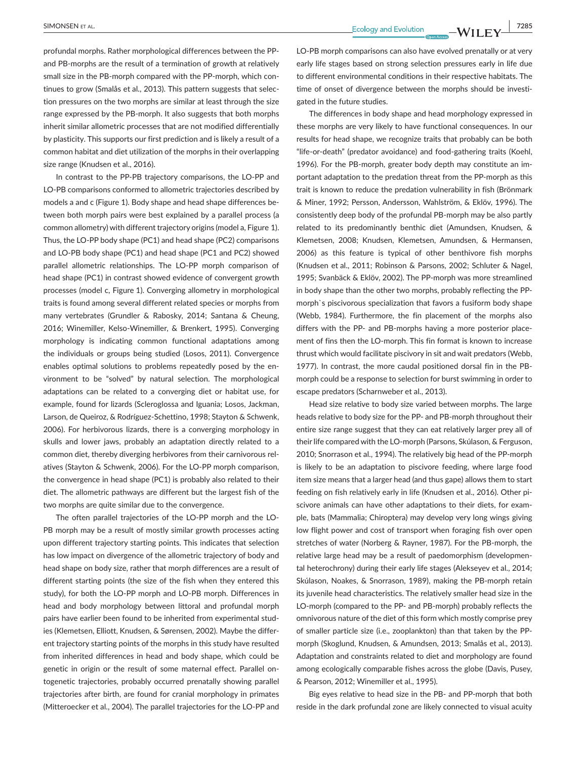profundal morphs. Rather morphological differences between the PP- and PB-morphs are the result of a termination of growth at relatively small size in the PB-morph compared with the PP-morph, which continues to grow (Smalås et al., 2013). This pattern suggests that selection pressures on the two morphs are similar at least through the size range expressed by the PB-morph. It also suggests that both morphs inherit similar allometric processes that are not modified differentially by plasticity. This supports our first prediction and is likely a result of a common habitat and diet utilization of the morphs in their overlapping size range (Knudsen et al., 2016).

In contrast to the PP-PB trajectory comparisons, the LO-PP and LO-PB comparisons conformed to allometric trajectories described by models a and c (Figure 1). Body shape and head shape differences between both morph pairs were best explained by a parallel process (a common allometry) with different trajectory origins (model a, Figure 1). Thus, the LO-PP body shape (PC1) and head shape (PC2) comparisons and LO-PB body shape (PC1) and head shape (PC1 and PC2) showed parallel allometric relationships. The LO-PP morph comparison of head shape (PC1) in contrast showed evidence of convergent growth processes (model c, Figure 1). Converging allometry in morphological traits is found among several different related species or morphs from many vertebrates (Grundler & Rabosky, 2014; Santana & Cheung, 2016; Winemiller, Kelso-Winemiller, & Brenkert, 1995). Converging morphology is indicating common functional adaptations among the individuals or groups being studied (Losos, 2011). Convergence enables optimal solutions to problems repeatedly posed by the environment to be "solved" by natural selection. The morphological adaptations can be related to a converging diet or habitat use, for example, found for lizards (Scleroglossa and Iguania; Losos, Jackman, Larson, de Queiroz, & Rodríguez-Schettino, 1998; Stayton & Schwenk, 2006). For herbivorous lizards, there is a converging morphology in skulls and lower jaws, probably an adaptation directly related to a common diet, thereby diverging herbivores from their carnivorous relatives (Stayton & Schwenk, 2006). For the LO-PP morph comparison, the convergence in head shape (PC1) is probably also related to their diet. The allometric pathways are different but the largest fish of the two morphs are quite similar due to the convergence.

The often parallel trajectories of the LO-PP morph and the LO-PB morph may be a result of mostly similar growth processes acting upon different trajectory starting points. This indicates that selection has low impact on divergence of the allometric trajectory of body and head shape on body size, rather that morph differences are a result of different starting points (the size of the fish when they entered this study), for both the LO-PP morph and LO-PB morph. Differences in head and body morphology between littoral and profundal morph pairs have earlier been found to be inherited from experimental studies (Klemetsen, Elliott, Knudsen, & Sørensen, 2002). Maybe the different trajectory starting points of the morphs in this study have resulted from inherited differences in head and body shape, which could be genetic in origin or the result of some maternal effect. Parallel ontogenetic trajectories, probably occurred prenatally showing parallel trajectories after birth, are found for cranial morphology in primates (Mitteroecker et al., 2004). The parallel trajectories for the LO-PP and LO-PB morph comparisons can also have evolved prenatally or at very early life stages based on strong selection pressures early in life due to different environmental conditions in their respective habitats. The time of onset of divergence between the morphs should be investigated in the future studies.

The differences in body shape and head morphology expressed in these morphs are very likely to have functional consequences. In our results for head shape, we recognize traits that probably can be both "life-or-death" (predator avoidance) and food-gathering traits (Koehl, 1996). For the PB-morph, greater body depth may constitute an important adaptation to the predation threat from the PP-morph as this trait is known to reduce the predation vulnerability in fish (Brönmark & Miner, 1992; Persson, Andersson, Wahlström, & Eklöv, 1996). The consistently deep body of the profundal PB-morph may be also partly related to its predominantly benthic diet (Amundsen, Knudsen, & Klemetsen, 2008; Knudsen, Klemetsen, Amundsen, & Hermansen, 2006) as this feature is typical of other benthivore fish morphs (Knudsen et al., 2011; Robinson & Parsons, 2002; Schluter & Nagel, 1995; Svanbäck & Eklöv, 2002). The PP-morph was more streamlined in body shape than the other two morphs, probably reflecting the PP-morph`s piscivorous specialization that favors a fusiform body shape (Webb, 1984). Furthermore, the fin placement of the morphs also differs with the PP- and PB-morphs having a more posterior placement of fins then the LO-morph. This fin format is known to increase thrust which would facilitate piscivory in sit and wait predators (Webb, 1977). In contrast, the more caudal positioned dorsal fin in the PB-morph could be a response to selection for burst swimming in order to escape predators (Scharnweber et al., 2013).

Head size relative to body size varied between morphs. The large heads relative to body size for the PP- and PB-morph throughout their entire size range suggest that they can eat relatively larger prey all of their life compared with the LO-morph (Parsons, Skúlason, & Ferguson, 2010; Snorrason et al., 1994). The relatively big head of the PP-morph is likely to be an adaptation to piscivore feeding, where large food item size means that a larger head (and thus gape) allows them to start feeding on fish relatively early in life (Knudsen et al., 2016). Other piscivore animals can have other adaptations to their diets, for example, bats (Mammalia; Chiroptera) may develop very long wings giving low flight power and cost of transport when foraging fish over open stretches of water (Norberg & Rayner, 1987). For the PB-morph, the relative large head may be a result of paedomorphism (developmental heterochrony) during their early life stages (Alekseyev et al., 2014; Skúlason, Noakes, & Snorrason, 1989), making the PB-morph retain its juvenile head characteristics. The relatively smaller head size in the LO-morph (compared to the PP- and PB-morph) probably reflects the omnivorous nature of the diet of this form which mostly comprise prey of smaller particle size (i.e., zooplankton) than that taken by the PP-morph (Skoglund, Knudsen, & Amundsen, 2013; Smalås et al., 2013). Adaptation and constraints related to diet and morphology are found among ecologically comparable fishes across the globe (Davis, Pusey, & Pearson, 2012; Winemiller et al., 1995).

Big eyes relative to head size in the PB- and PP-morph that both reside in the dark profundal zone are likely connected to visual acuity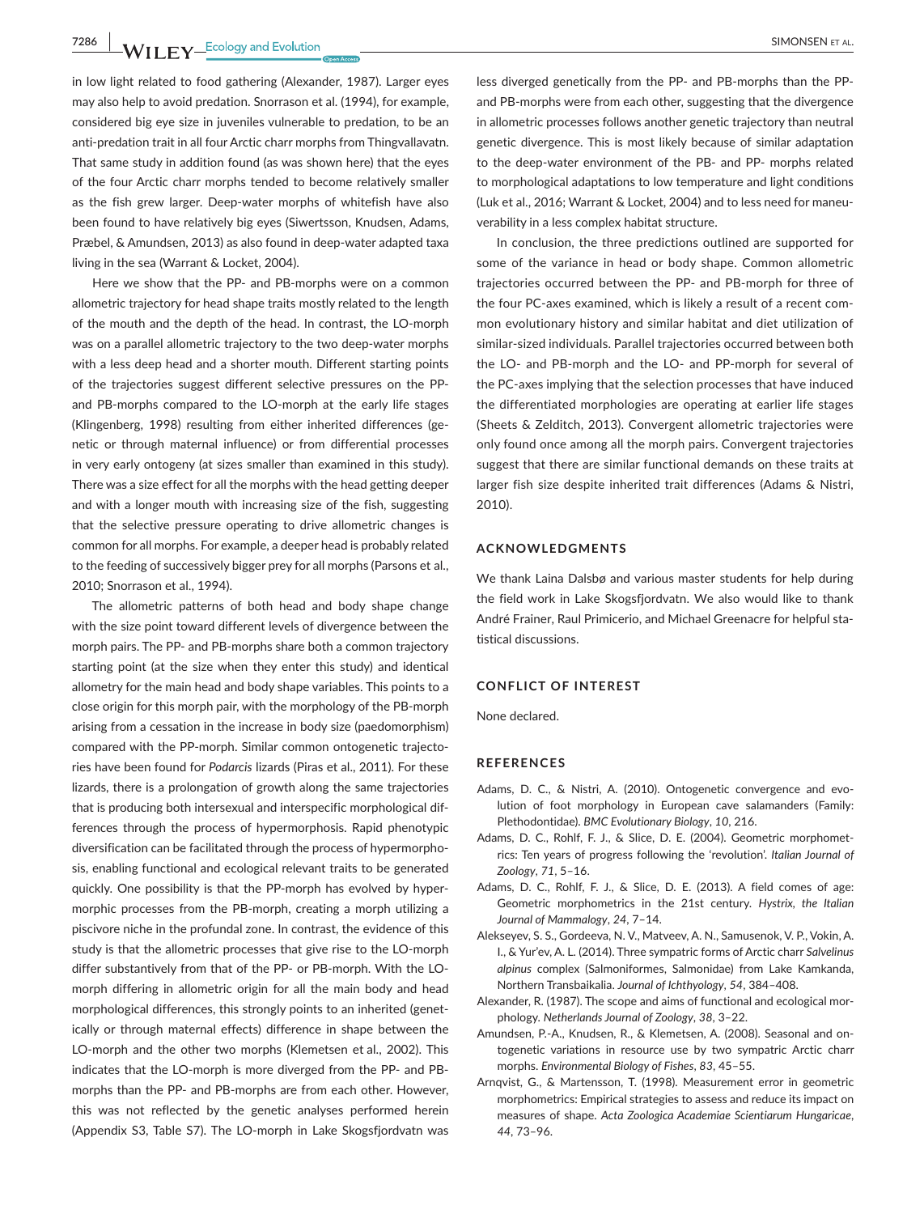in low light related to food gathering (Alexander, 1987). Larger eyes may also help to avoid predation. Snorrason et al. (1994), for example, considered big eye size in juveniles vulnerable to predation, to be an anti-predation trait in all four Arctic charr morphs from Thingvallavatn. That same study in addition found (as was shown here) that the eyes of the four Arctic charr morphs tended to become relatively smaller as the fish grew larger. Deep-water morphs of whitefish have also been found to have relatively big eyes (Siwertsson, Knudsen, Adams, Præbel, & Amundsen, 2013) as also found in deep-water adapted taxa living in the sea (Warrant & Locket, 2004).

Here we show that the PP- and PB-morphs were on a common allometric trajectory for head shape traits mostly related to the length of the mouth and the depth of the head. In contrast, the LO-morph was on a parallel allometric trajectory to the two deep-water morphs with a less deep head and a shorter mouth. Different starting points of the trajectories suggest different selective pressures on the PP- and PB-morphs compared to the LO-morph at the early life stages (Klingenberg, 1998) resulting from either inherited differences (genetic or through maternal influence) or from differential processes in very early ontogeny (at sizes smaller than examined in this study). There was a size effect for all the morphs with the head getting deeper and with a longer mouth with increasing size of the fish, suggesting that the selective pressure operating to drive allometric changes is common for all morphs. For example, a deeper head is probably related to the feeding of successively bigger prey for all morphs (Parsons et al., 2010; Snorrason et al., 1994).

The allometric patterns of both head and body shape change with the size point toward different levels of divergence between the morph pairs. The PP- and PB-morphs share both a common trajectory starting point (at the size when they enter this study) and identical allometry for the main head and body shape variables. This points to a close origin for this morph pair, with the morphology of the PB-morph arising from a cessation in the increase in body size (paedomorphism) compared with the PP-morph. Similar common ontogenetic trajectories have been found for *Podarcis* lizards (Piras et al., 2011). For these lizards, there is a prolongation of growth along the same trajectories that is producing both intersexual and interspecific morphological differences through the process of hypermorphosis. Rapid phenotypic diversification can be facilitated through the process of hypermorphosis, enabling functional and ecological relevant traits to be generated quickly. One possibility is that the PP-morph has evolved by hypermorphic processes from the PB-morph, creating a morph utilizing a piscivore niche in the profundal zone. In contrast, the evidence of this study is that the allometric processes that give rise to the LO-morph differ substantively from that of the PP- or PB-morph. With the LO-morph differing in allometric origin for all the main body and head morphological differences, this strongly points to an inherited (genetically or through maternal effects) difference in shape between the LO-morph and the other two morphs (Klemetsen et al., 2002). This indicates that the LO-morph is more diverged from the PP- and PB-morphs than the PP- and PB-morphs are from each other. However, this was not reflected by the genetic analyses performed herein (Appendix S3, Table S7). The LO-morph in Lake Skogsfjordvatn was less diverged genetically from the PP- and PB-morphs than the PP- and PB-morphs were from each other, suggesting that the divergence in allometric processes follows another genetic trajectory than neutral genetic divergence. This is most likely because of similar adaptation to the deep-water environment of the PB- and PP- morphs related to morphological adaptations to low temperature and light conditions (Luk et al., 2016; Warrant & Locket, 2004) and to less need for maneuverability in a less complex habitat structure.

In conclusion, the three predictions outlined are supported for some of the variance in head or body shape. Common allometric trajectories occurred between the PP- and PB-morph for three of the four PC-axes examined, which is likely a result of a recent common evolutionary history and similar habitat and diet utilization of similar-sized individuals. Parallel trajectories occurred between both the LO- and PB-morph and the LO- and PP-morph for several of the PC-axes implying that the selection processes that have induced the differentiated morphologies are operating at earlier life stages (Sheets & Zelditch, 2013). Convergent allometric trajectories were only found once among all the morph pairs. Convergent trajectories suggest that there are similar functional demands on these traits at larger fish size despite inherited trait differences (Adams & Nistri, 2010).

## ACKNOWLEDGMENTS

We thank Laina Dalsbø and various master students for help during the field work in Lake Skogsfjordvatn. We also would like to thank André Frainer, Raul Primicerio, and Michael Greenacre for helpful statistical discussions.

## CONFLICT OF INTEREST

None declared.

## REFERENCES

- Adams, D. C., & Nistri, A. (2010). Ontogenetic convergence and evolution of foot morphology in European cave salamanders (Family: Plethodontidae). *BMC Evolutionary Biology*, *10*, 216.
- Adams, D. C., Rohlf, F. J., & Slice, D. E. (2004). Geometric morphometrics: Ten years of progress following the 'revolution'. *Italian Journal of Zoology*, *71*, 5–16.
- Adams, D. C., Rohlf, F. J., & Slice, D. E. (2013). A field comes of age: Geometric morphometrics in the 21st century. *Hystrix, the Italian Journal of Mammalogy*, *24*, 7–14.
- Alekseyev, S. S., Gordeeva, N. V., Matveev, A. N., Samusenok, V. P., Vokin, A. I., & Yur'ev, A. L. (2014). Three sympatric forms of Arctic charr *Salvelinus alpinus* complex (Salmoniformes, Salmonidae) from Lake Kamkanda, Northern Transbaikalia. *Journal of Ichthyology*, *54*, 384–408.
- Alexander, R. (1987). The scope and aims of functional and ecological morphology. *Netherlands Journal of Zoology*, *38*, 3–22.
- Amundsen, P.-A., Knudsen, R., & Klemetsen, A. (2008). Seasonal and ontogenetic variations in resource use by two sympatric Arctic charr morphs. *Environmental Biology of Fishes*, *83*, 45–55.
- Arnqvist, G., & Martensson, T. (1998). Measurement error in geometric morphometrics: Empirical strategies to assess and reduce its impact on measures of shape. *Acta Zoologica Academiae Scientiarum Hungaricae*, *44*, 73–96.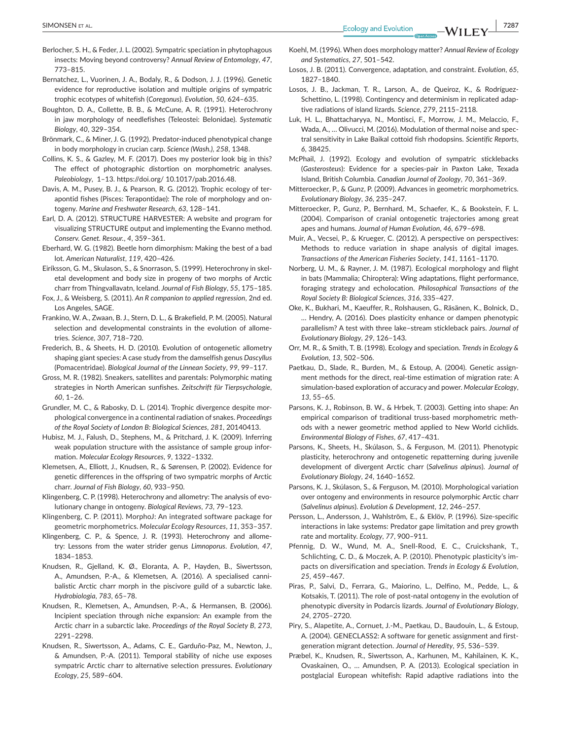Berlocher, S. H., & Feder, J. L. (2002). Sympatric speciation in phytophagous insects: Moving beyond controversy? *Annual Review of Entomology*, *47*, 773–815.

Bernatchez, L., Vuorinen, J. A., Bodaly, R., & Dodson, J. J. (1996). Genetic evidence for reproductive isolation and multiple origins of sympatric trophic ecotypes of whitefish (*Coregonus*). *Evolution*, *50*, 624–635.

Boughton, D. A., Collette, B. B., & McCune, A. R. (1991). Heterochrony in jaw morphology of needlefishes (Teleostei: Belonidae). *Systematic Biology*, *40*, 329–354.

Brönmark, C., & Miner, J. G. (1992). Predator-induced phenotypical change in body morphology in crucian carp. *Science (Wash.)*, *258*, 1348.

Collins, K. S., & Gazley, M. F. (2017). Does my posterior look big in this? The effect of photographic distortion on morphometric analyses. *Paleobiology*, 1–13. https://doi.org/ 10.1017/pab.2016.48.

Davis, A. M., Pusey, B. J., & Pearson, R. G. (2012). Trophic ecology of terapontid fishes (Pisces: Terapontidae): The role of morphology and ontogeny. *Marine and Freshwater Research*, *63*, 128–141.

Earl, D. A. (2012). STRUCTURE HARVESTER: A website and program for visualizing STRUCTURE output and implementing the Evanno method. *Conserv. Genet. Resour.*, *4*, 359–361.

Eberhard, W. G. (1982). Beetle horn dimorphism: Making the best of a bad lot. *American Naturalist*, *119*, 420–426.

Eiríksson, G. M., Skulason, S., & Snorrason, S. (1999). Heterochrony in skeletal development and body size in progeny of two morphs of Arctic charr from Thingvallavatn, Iceland. *Journal of Fish Biology*, *55*, 175–185.

Fox, J., & Weisberg, S. (2011). *An R companion to applied regression*, 2nd ed. Los Angeles, SAGE.

Frankino, W. A., Zwaan, B. J., Stern, D. L., & Brakefield, P. M. (2005). Natural selection and developmental constraints in the evolution of allometries. *Science*, *307*, 718–720.

Frederich, B., & Sheets, H. D. (2010). Evolution of ontogenetic allometry shaping giant species: A case study from the damselfish genus *Dascyllus* (Pomacentridae). *Biological Journal of the Linnean Society*, *99*, 99–117.

Gross, M. R. (1982). Sneakers, satellites and parentals: Polymorphic mating strategies in North American sunfishes. *Zeitschrift für Tierpsychologie*, *60*, 1–26.

Grundler, M. C., & Rabosky, D. L. (2014). Trophic divergence despite morphological convergence in a continental radiation of snakes. *Proceedings of the Royal Society of London B: Biological Sciences*, *281*, 20140413.

Hubisz, M. J., Falush, D., Stephens, M., & Pritchard, J. K. (2009). Inferring weak population structure with the assistance of sample group information. *Molecular Ecology Resources*, *9*, 1322–1332.

Klemetsen, A., Elliott, J., Knudsen, R., & Sørensen, P. (2002). Evidence for genetic differences in the offspring of two sympatric morphs of Arctic charr. *Journal of Fish Biology*, *60*, 933–950.

Klingenberg, C. P. (1998). Heterochrony and allometry: The analysis of evolutionary change in ontogeny. *Biological Reviews*, *73*, 79–123.

Klingenberg, C. P. (2011). MorphoJ: An integrated software package for geometric morphometrics. *Molecular Ecology Resources*, *11*, 353–357.

Klingenberg, C. P., & Spence, J. R. (1993). Heterochrony and allometry: Lessons from the water strider genus *Limnoporus*. *Evolution*, *47*, 1834–1853.

Knudsen, R., Gjelland, K. Ø., Eloranta, A. P., Hayden, B., Siwertsson, A., Amundsen, P.-A., & Klemetsen, A. (2016). A specialised cannibalistic Arctic charr morph in the piscivore guild of a subarctic lake. *Hydrobiologia*, *783*, 65–78.

Knudsen, R., Klemetsen, A., Amundsen, P.-A., & Hermansen, B. (2006). Incipient speciation through niche expansion: An example from the Arctic charr in a subarctic lake. *Proceedings of the Royal Society B*, *273*, 2291–2298.

Knudsen, R., Siwertsson, A., Adams, C. E., Garduño-Paz, M., Newton, J., & Amundsen, P.-A. (2011). Temporal stability of niche use exposes sympatric Arctic charr to alternative selection pressures. *Evolutionary Ecology*, *25*, 589–604.

Koehl, M. (1996). When does morphology matter? *Annual Review of Ecology and Systematics*, *27*, 501–542.

Losos, J. B. (2011). Convergence, adaptation, and constraint. *Evolution*, *65*, 1827–1840.

Losos, J. B., Jackman, T. R., Larson, A., de Queiroz, K., & Rodríguez-Schettino, L. (1998). Contingency and determinism in replicated adaptive radiations of island lizards. *Science*, *279*, 2115–2118.

Luk, H. L., Bhattacharyya, N., Montisci, F., Morrow, J. M., Melaccio, F., Wada, A., … Olivucci, M. (2016). Modulation of thermal noise and spectral sensitivity in Lake Baikal cottoid fish rhodopsins. *Scientific Reports*, *6*, 38425.

McPhail, J. (1992). Ecology and evolution of sympatric sticklebacks (*Gasterosteus*): Evidence for a species-pair in Paxton Lake, Texada Island, British Columbia. *Canadian Journal of Zoology*, *70*, 361–369.

Mitteroecker, P., & Gunz, P. (2009). Advances in geometric morphometrics. *Evolutionary Biology*, *36*, 235–247.

Mitteroecker, P., Gunz, P., Bernhard, M., Schaefer, K., & Bookstein, F. L. (2004). Comparison of cranial ontogenetic trajectories among great apes and humans. *Journal of Human Evolution*, *46*, 679–698.

Muir, A., Vecsei, P., & Krueger, C. (2012). A perspective on perspectives: Methods to reduce variation in shape analysis of digital images. *Transactions of the American Fisheries Society*, *141*, 1161–1170.

Norberg, U. M., & Rayner, J. M. (1987). Ecological morphology and flight in bats (Mammalia; Chiroptera): Wing adaptations, flight performance, foraging strategy and echolocation. *Philosophical Transactions of the Royal Society B: Biological Sciences*, *316*, 335–427.

Oke, K., Bukhari, M., Kaeuffer, R., Rolshausen, G., Räsänen, K., Bolnick, D., … Hendry, A. (2016). Does plasticity enhance or dampen phenotypic parallelism? A test with three lake–stream stickleback pairs. *Journal of Evolutionary Biology*, *29*, 126–143.

Orr, M. R., & Smith, T. B. (1998). Ecology and speciation. *Trends in Ecology & Evolution*, *13*, 502–506.

Paetkau, D., Slade, R., Burden, M., & Estoup, A. (2004). Genetic assignment methods for the direct, real-time estimation of migration rate: A simulation-based exploration of accuracy and power. *Molecular Ecology*, *13*, 55–65.

Parsons, K. J., Robinson, B. W., & Hrbek, T. (2003). Getting into shape: An empirical comparison of traditional truss-based morphometric methods with a newer geometric method applied to New World cichlids. *Environmental Biology of Fishes*, *67*, 417–431.

Parsons, K., Sheets, H., Skúlason, S., & Ferguson, M. (2011). Phenotypic plasticity, heterochrony and ontogenetic repatterning during juvenile development of divergent Arctic charr (*Salvelinus alpinus*). *Journal of Evolutionary Biology*, *24*, 1640–1652.

Parsons, K. J., Skúlason, S., & Ferguson, M. (2010). Morphological variation over ontogeny and environments in resource polymorphic Arctic charr (*Salvelinus alpinus*). *Evolution & Development*, *12*, 246–257.

Persson, L., Andersson, J., Wahlström, E., & Eklöv, P. (1996). Size-specific interactions in lake systems: Predator gape limitation and prey growth rate and mortality. *Ecology*, *77*, 900–911.

Pfennig, D. W., Wund, M. A., Snell-Rood, E. C., Cruickshank, T., Schlichting, C. D., & Moczek, A. P. (2010). Phenotypic plasticity's impacts on diversification and speciation. *Trends in Ecology & Evolution*, *25*, 459–467.

Piras, P., Salvi, D., Ferrara, G., Maiorino, L., Delfino, M., Pedde, L., & Kotsakis, T. (2011). The role of post-natal ontogeny in the evolution of phenotypic diversity in Podarcis lizards. *Journal of Evolutionary Biology*, *24*, 2705–2720.

Piry, S., Alapetite, A., Cornuet, J.-M., Paetkau, D., Baudouin, L., & Estoup, A. (2004). GENECLASS2: A software for genetic assignment and first-generation migrant detection. *Journal of Heredity*, *95*, 536–539.

Præbel, K., Knudsen, R., Siwertsson, A., Karhunen, M., Kahilainen, K. K., Ovaskainen, O., … Amundsen, P. A. (2013). Ecological speciation in postglacial European whitefish: Rapid adaptive radiations into the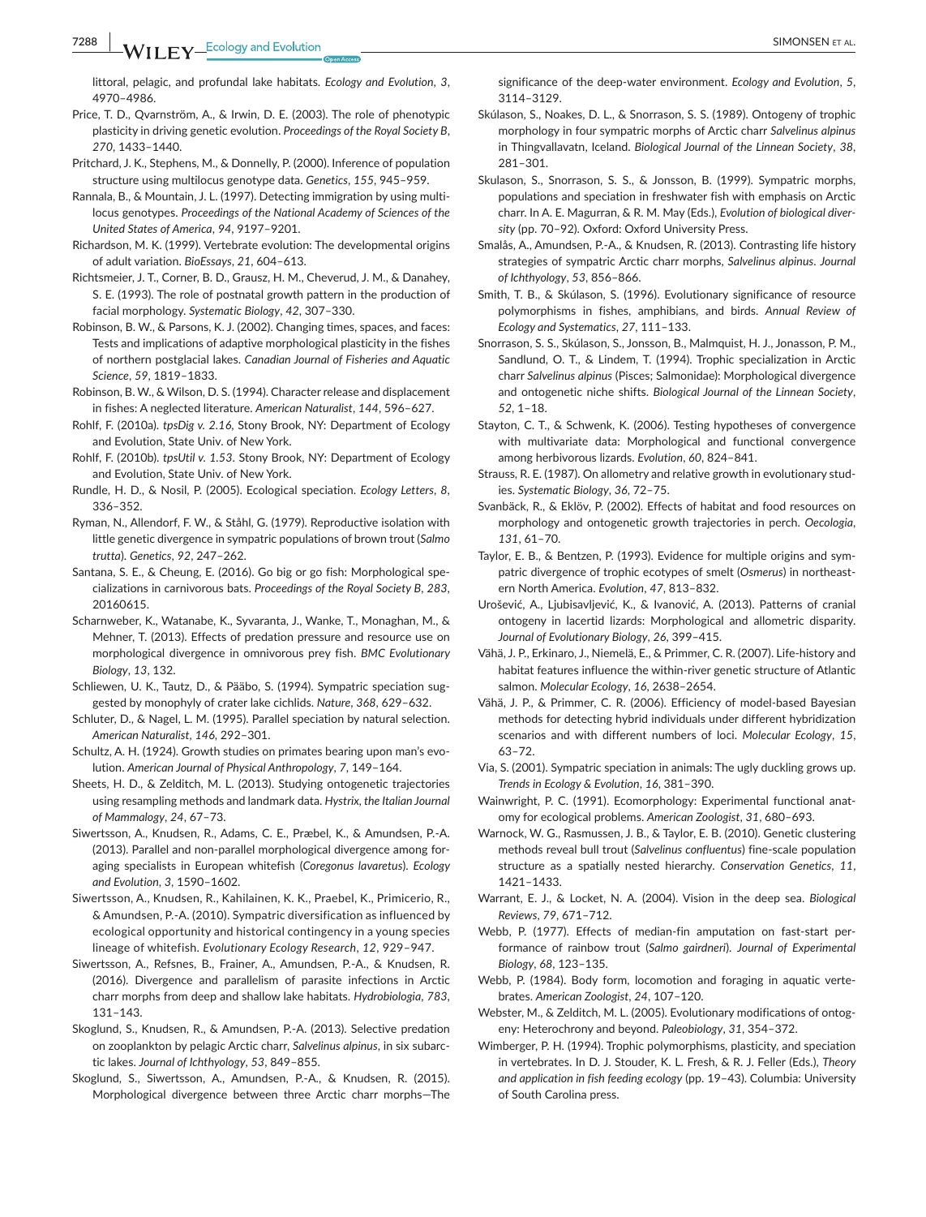littoral, pelagic, and profundal lake habitats. *Ecology and Evolution*, *3*, 4970–4986.

Price, T. D., Qvarnström, A., & Irwin, D. E. (2003). The role of phenotypic plasticity in driving genetic evolution. *Proceedings of the Royal Society B*, *270*, 1433–1440.

Pritchard, J. K., Stephens, M., & Donnelly, P. (2000). Inference of population structure using multilocus genotype data. *Genetics*, *155*, 945–959.

Rannala, B., & Mountain, J. L. (1997). Detecting immigration by using multilocus genotypes. *Proceedings of the National Academy of Sciences of the United States of America*, *94*, 9197–9201.

Richardson, M. K. (1999). Vertebrate evolution: The developmental origins of adult variation. *BioEssays*, *21*, 604–613.

Richtsmeier, J. T., Corner, B. D., Grausz, H. M., Cheverud, J. M., & Danahey, S. E. (1993). The role of postnatal growth pattern in the production of facial morphology. *Systematic Biology*, *42*, 307–330.

Robinson, B. W., & Parsons, K. J. (2002). Changing times, spaces, and faces: Tests and implications of adaptive morphological plasticity in the fishes of northern postglacial lakes. *Canadian Journal of Fisheries and Aquatic Science*, *59*, 1819–1833.

Robinson, B. W., & Wilson, D. S. (1994). Character release and displacement in fishes: A neglected literature. *American Naturalist*, *144*, 596–627.

Rohlf, F. (2010a). *tpsDig v. 2.16*, Stony Brook, NY: Department of Ecology and Evolution, State Univ. of New York.

Rohlf, F. (2010b). *tpsUtil v. 1.53*. Stony Brook, NY: Department of Ecology and Evolution, State Univ. of New York.

Rundle, H. D., & Nosil, P. (2005). Ecological speciation. *Ecology Letters*, *8*, 336–352.

Ryman, N., Allendorf, F. W., & Ståhl, G. (1979). Reproductive isolation with little genetic divergence in sympatric populations of brown trout (*Salmo trutta*). *Genetics*, *92*, 247–262.

Santana, S. E., & Cheung, E. (2016). Go big or go fish: Morphological specializations in carnivorous bats. *Proceedings of the Royal Society B*, *283*, 20160615.

Scharnweber, K., Watanabe, K., Syvaranta, J., Wanke, T., Monaghan, M., & Mehner, T. (2013). Effects of predation pressure and resource use on morphological divergence in omnivorous prey fish. *BMC Evolutionary Biology*, *13*, 132.

Schliewen, U. K., Tautz, D., & Pääbo, S. (1994). Sympatric speciation suggested by monophyly of crater lake cichlids. *Nature*, *368*, 629–632.

Schluter, D., & Nagel, L. M. (1995). Parallel speciation by natural selection. *American Naturalist*, *146*, 292–301.

Schultz, A. H. (1924). Growth studies on primates bearing upon man's evolution. *American Journal of Physical Anthropology*, *7*, 149–164.

Sheets, H. D., & Zelditch, M. L. (2013). Studying ontogenetic trajectories using resampling methods and landmark data. *Hystrix, the Italian Journal of Mammalogy*, *24*, 67–73.

Siwertsson, A., Knudsen, R., Adams, C. E., Præbel, K., & Amundsen, P.-A. (2013). Parallel and non-parallel morphological divergence among foraging specialists in European whitefish (*Coregonus lavaretus*). *Ecology and Evolution*, *3*, 1590–1602.

Siwertsson, A., Knudsen, R., Kahilainen, K. K., Praebel, K., Primicerio, R., & Amundsen, P.-A. (2010). Sympatric diversification as influenced by ecological opportunity and historical contingency in a young species lineage of whitefish. *Evolutionary Ecology Research*, *12*, 929–947.

Siwertsson, A., Refsnes, B., Frainer, A., Amundsen, P.-A., & Knudsen, R. (2016). Divergence and parallelism of parasite infections in Arctic charr morphs from deep and shallow lake habitats. *Hydrobiologia*, *783*, 131–143.

Skoglund, S., Knudsen, R., & Amundsen, P.-A. (2013). Selective predation on zooplankton by pelagic Arctic charr, *Salvelinus alpinus*, in six subarctic lakes. *Journal of Ichthyology*, *53*, 849–855.

Skoglund, S., Siwertsson, A., Amundsen, P.-A., & Knudsen, R. (2015). Morphological divergence between three Arctic charr morphs—The significance of the deep-water environment. *Ecology and Evolution*, *5*, 3114–3129.

Skúlason, S., Noakes, D. L., & Snorrason, S. S. (1989). Ontogeny of trophic morphology in four sympatric morphs of Arctic charr *Salvelinus alpinus* in Thingvallavatn, Iceland. *Biological Journal of the Linnean Society*, *38*, 281–301.

Skulason, S., Snorrason, S. S., & Jonsson, B. (1999). Sympatric morphs, populations and speciation in freshwater fish with emphasis on Arctic charr. In A. E. Magurran, & R. M. May (Eds.), *Evolution of biological diversity* (pp. 70–92). Oxford: Oxford University Press.

Smalås, A., Amundsen, P.-A., & Knudsen, R. (2013). Contrasting life history strategies of sympatric Arctic charr morphs, *Salvelinus alpinus*. *Journal of Ichthyology*, *53*, 856–866.

Smith, T. B., & Skúlason, S. (1996). Evolutionary significance of resource polymorphisms in fishes, amphibians, and birds. *Annual Review of Ecology and Systematics*, *27*, 111–133.

Snorrason, S. S., Skúlason, S., Jonsson, B., Malmquist, H. J., Jonasson, P. M., Sandlund, O. T., & Lindem, T. (1994). Trophic specialization in Arctic charr *Salvelinus alpinus* (Pisces; Salmonidae): Morphological divergence and ontogenetic niche shifts. *Biological Journal of the Linnean Society*, *52*, 1–18.

Stayton, C. T., & Schwenk, K. (2006). Testing hypotheses of convergence with multivariate data: Morphological and functional convergence among herbivorous lizards. *Evolution*, *60*, 824–841.

Strauss, R. E. (1987). On allometry and relative growth in evolutionary studies. *Systematic Biology*, *36*, 72–75.

Svanbäck, R., & Eklöv, P. (2002). Effects of habitat and food resources on morphology and ontogenetic growth trajectories in perch. *Oecologia*, *131*, 61–70.

Taylor, E. B., & Bentzen, P. (1993). Evidence for multiple origins and sympatric divergence of trophic ecotypes of smelt (*Osmerus*) in northeastern North America. *Evolution*, *47*, 813–832.

Urošević, A., Ljubisavljević, K., & Ivanović, A. (2013). Patterns of cranial ontogeny in lacertid lizards: Morphological and allometric disparity. *Journal of Evolutionary Biology*, *26*, 399–415.

Vähä, J. P., Erkinaro, J., Niemelä, E., & Primmer, C. R. (2007). Life-history and habitat features influence the within-river genetic structure of Atlantic salmon. *Molecular Ecology*, *16*, 2638–2654.

Vähä, J. P., & Primmer, C. R. (2006). Efficiency of model-based Bayesian methods for detecting hybrid individuals under different hybridization scenarios and with different numbers of loci. *Molecular Ecology*, *15*, 63–72.

Via, S. (2001). Sympatric speciation in animals: The ugly duckling grows up. *Trends in Ecology & Evolution*, *16*, 381–390.

Wainwright, P. C. (1991). Ecomorphology: Experimental functional anatomy for ecological problems. *American Zoologist*, *31*, 680–693.

Warnock, W. G., Rasmussen, J. B., & Taylor, E. B. (2010). Genetic clustering methods reveal bull trout (*Salvelinus confluentus*) fine-scale population structure as a spatially nested hierarchy. *Conservation Genetics*, *11*, 1421–1433.

Warrant, E. J., & Locket, N. A. (2004). Vision in the deep sea. *Biological Reviews*, *79*, 671–712.

Webb, P. (1977). Effects of median-fin amputation on fast-start performance of rainbow trout (*Salmo gairdneri*). *Journal of Experimental Biology*, *68*, 123–135.

Webb, P. (1984). Body form, locomotion and foraging in aquatic vertebrates. *American Zoologist*, *24*, 107–120.

Webster, M., & Zelditch, M. L. (2005). Evolutionary modifications of ontogeny: Heterochrony and beyond. *Paleobiology*, *31*, 354–372.

Wimberger, P. H. (1994). Trophic polymorphisms, plasticity, and speciation in vertebrates. In D. J. Stouder, K. L. Fresh, & R. J. Feller (Eds.), *Theory and application in fish feeding ecology* (pp. 19–43). Columbia: University of South Carolina press.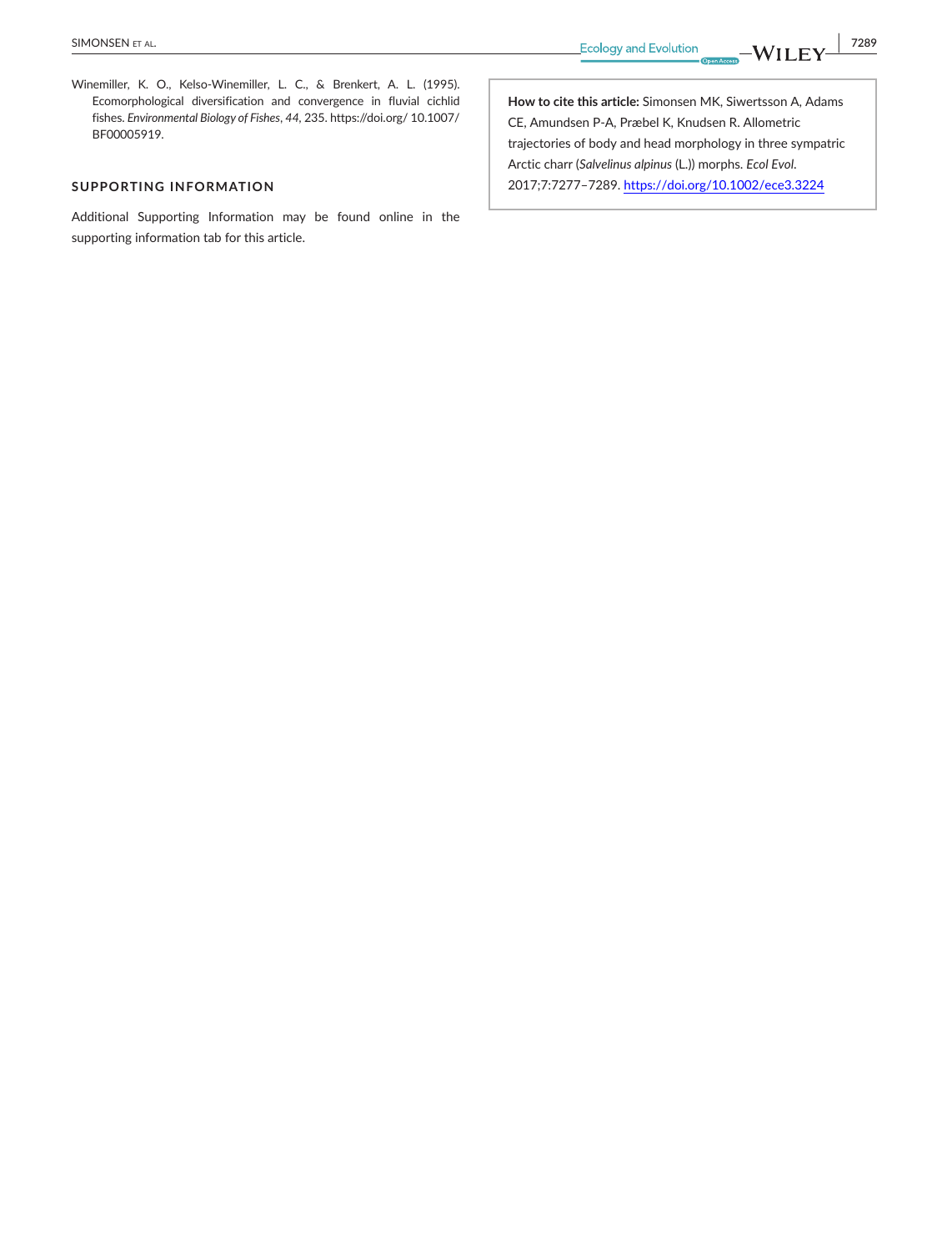Winemiller, K. O., Kelso-Winemiller, L. C., & Brenkert, A. L. (1995). Ecomorphological diversification and convergence in fluvial cichlid fishes. *Environmental Biology of Fishes*, *44*, 235. https://doi.org/ 10.1007/ BF00005919.

## SUPPORTING INFORMATION

Additional Supporting Information may be found online in the supporting information tab for this article.

**How to cite this article:** Simonsen MK, Siwertsson A, Adams CE, Amundsen P-A, Præbel K, Knudsen R. Allometric trajectories of body and head morphology in three sympatric Arctic charr (*Salvelinus alpinus* (L.)) morphs. *Ecol Evol*. 2017;7:7277–7289. https://doi.org/10.1002/ece3.3224